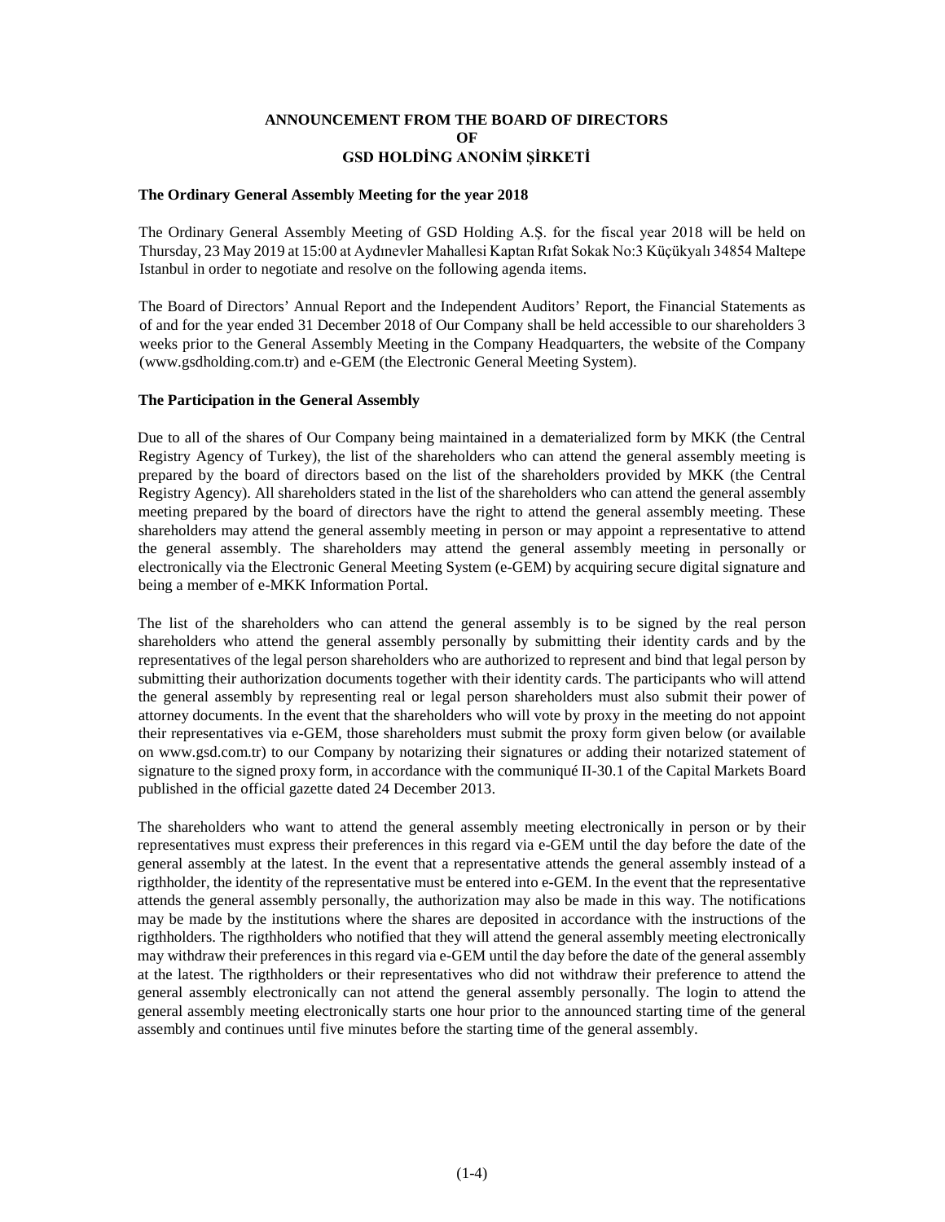**ANNOUNCEMENT FROM THE BOARD OF DIRECTORS**
**OF**
**GSD HOLDİNG ANONİM ŞİRKETİ**

**The Ordinary General Assembly Meeting for the year 2018**

The Ordinary General Assembly Meeting of GSD Holding A.Ş. for the fiscal year 2018 will be held on Thursday, 23 May 2019 at 15:00 at Aydınevler Mahallesi Kaptan Rıfat Sokak No:3 Küçükyalı 34854 Maltepe Istanbul in order to negotiate and resolve on the following agenda items.

The Board of Directors' Annual Report and the Independent Auditors' Report, the Financial Statements as of and for the year ended 31 December 2018 of Our Company shall be held accessible to our shareholders 3 weeks prior to the General Assembly Meeting in the Company Headquarters, the website of the Company (www.gsdholding.com.tr) and e-GEM (the Electronic General Meeting System).

**The Participation in the General Assembly**

Due to all of the shares of Our Company being maintained in a dematerialized form by MKK (the Central Registry Agency of Turkey), the list of the shareholders who can attend the general assembly meeting is prepared by the board of directors based on the list of the shareholders provided by MKK (the Central Registry Agency). All shareholders stated in the list of the shareholders who can attend the general assembly meeting prepared by the board of directors have the right to attend the general assembly meeting. These shareholders may attend the general assembly meeting in person or may appoint a representative to attend the general assembly. The shareholders may attend the general assembly meeting in personally or electronically via the Electronic General Meeting System (e-GEM) by acquiring secure digital signature and being a member of e-MKK Information Portal.

The list of the shareholders who can attend the general assembly is to be signed by the real person shareholders who attend the general assembly personally by submitting their identity cards and by the representatives of the legal person shareholders who are authorized to represent and bind that legal person by submitting their authorization documents together with their identity cards. The participants who will attend the general assembly by representing real or legal person shareholders must also submit their power of attorney documents. In the event that the shareholders who will vote by proxy in the meeting do not appoint their representatives via e-GEM, those shareholders must submit the proxy form given below (or available on www.gsd.com.tr) to our Company by notarizing their signatures or adding their notarized statement of signature to the signed proxy form, in accordance with the communiqué II-30.1 of the Capital Markets Board published in the official gazette dated 24 December 2013.

The shareholders who want to attend the general assembly meeting electronically in person or by their representatives must express their preferences in this regard via e-GEM until the day before the date of the general assembly at the latest. In the event that a representative attends the general assembly instead of a rigthholder, the identity of the representative must be entered into e-GEM. In the event that the representative attends the general assembly personally, the authorization may also be made in this way. The notifications may be made by the institutions where the shares are deposited in accordance with the instructions of the rigthholders. The rigthholders who notified that they will attend the general assembly meeting electronically may withdraw their preferences in this regard via e-GEM until the day before the date of the general assembly at the latest. The rigthholders or their representatives who did not withdraw their preference to attend the general assembly electronically can not attend the general assembly personally. The login to attend the general assembly meeting electronically starts one hour prior to the announced starting time of the general assembly and continues until five minutes before the starting time of the general assembly.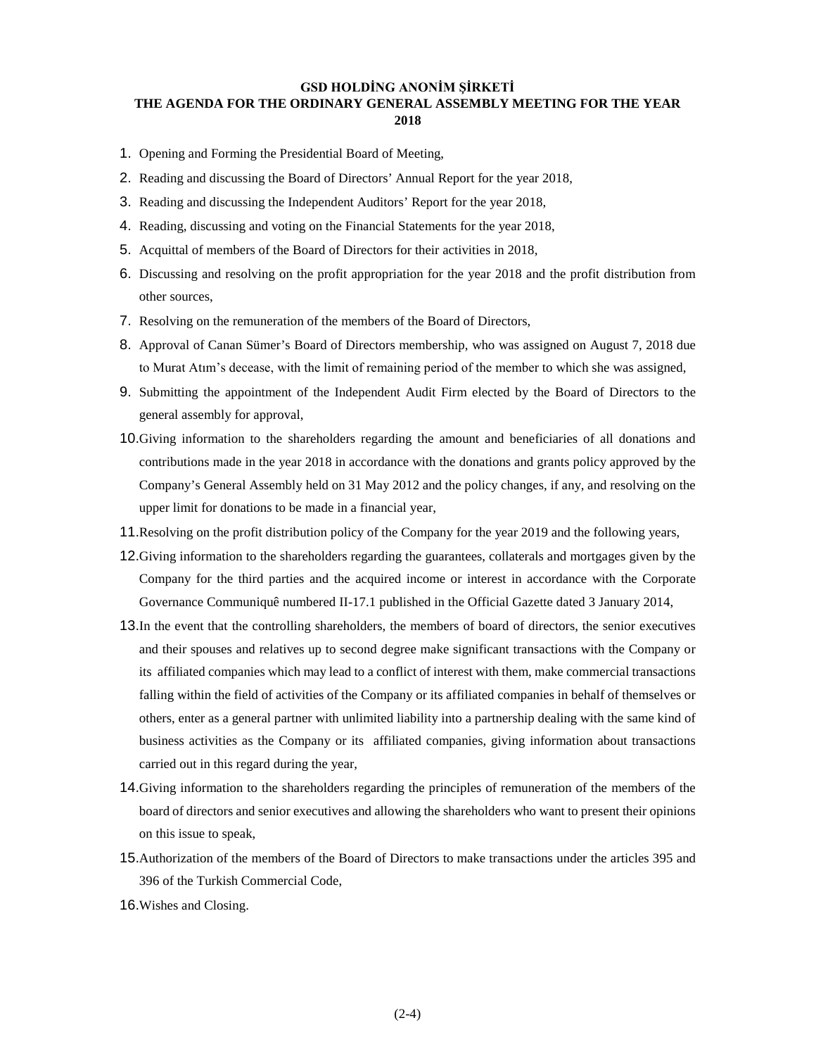# GSD HOLDİNG ANONİM ŞİRKETİ
## THE AGENDA FOR THE ORDINARY GENERAL ASSEMBLY MEETING FOR THE YEAR 2018

1. Opening and Forming the Presidential Board of Meeting,
2. Reading and discussing the Board of Directors' Annual Report for the year 2018,
3. Reading and discussing the Independent Auditors' Report for the year 2018,
4. Reading, discussing and voting on the Financial Statements for the year 2018,
5. Acquittal of members of the Board of Directors for their activities in 2018,
6. Discussing and resolving on the profit appropriation for the year 2018 and the profit distribution from other sources,
7. Resolving on the remuneration of the members of the Board of Directors,
8. Approval of Canan Sümer's Board of Directors membership, who was assigned on August 7, 2018 due to Murat Atım's decease, with the limit of remaining period of the member to which she was assigned,
9. Submitting the appointment of the Independent Audit Firm elected by the Board of Directors to the general assembly for approval,
10. Giving information to the shareholders regarding the amount and beneficiaries of all donations and contributions made in the year 2018 in accordance with the donations and grants policy approved by the Company's General Assembly held on 31 May 2012 and the policy changes, if any, and resolving on the upper limit for donations to be made in a financial year,
11. Resolving on the profit distribution policy of the Company for the year 2019 and the following years,
12. Giving information to the shareholders regarding the guarantees, collaterals and mortgages given by the Company for the third parties and the acquired income or interest in accordance with the Corporate Governance Communiquê numbered II-17.1 published in the Official Gazette dated 3 January 2014,
13. In the event that the controlling shareholders, the members of board of directors, the senior executives and their spouses and relatives up to second degree make significant transactions with the Company or its affiliated companies which may lead to a conflict of interest with them, make commercial transactions falling within the field of activities of the Company or its affiliated companies in behalf of themselves or others, enter as a general partner with unlimited liability into a partnership dealing with the same kind of business activities as the Company or its affiliated companies, giving information about transactions carried out in this regard during the year,
14. Giving information to the shareholders regarding the principles of remuneration of the members of the board of directors and senior executives and allowing the shareholders who want to present their opinions on this issue to speak,
15. Authorization of the members of the Board of Directors to make transactions under the articles 395 and 396 of the Turkish Commercial Code,
16. Wishes and Closing.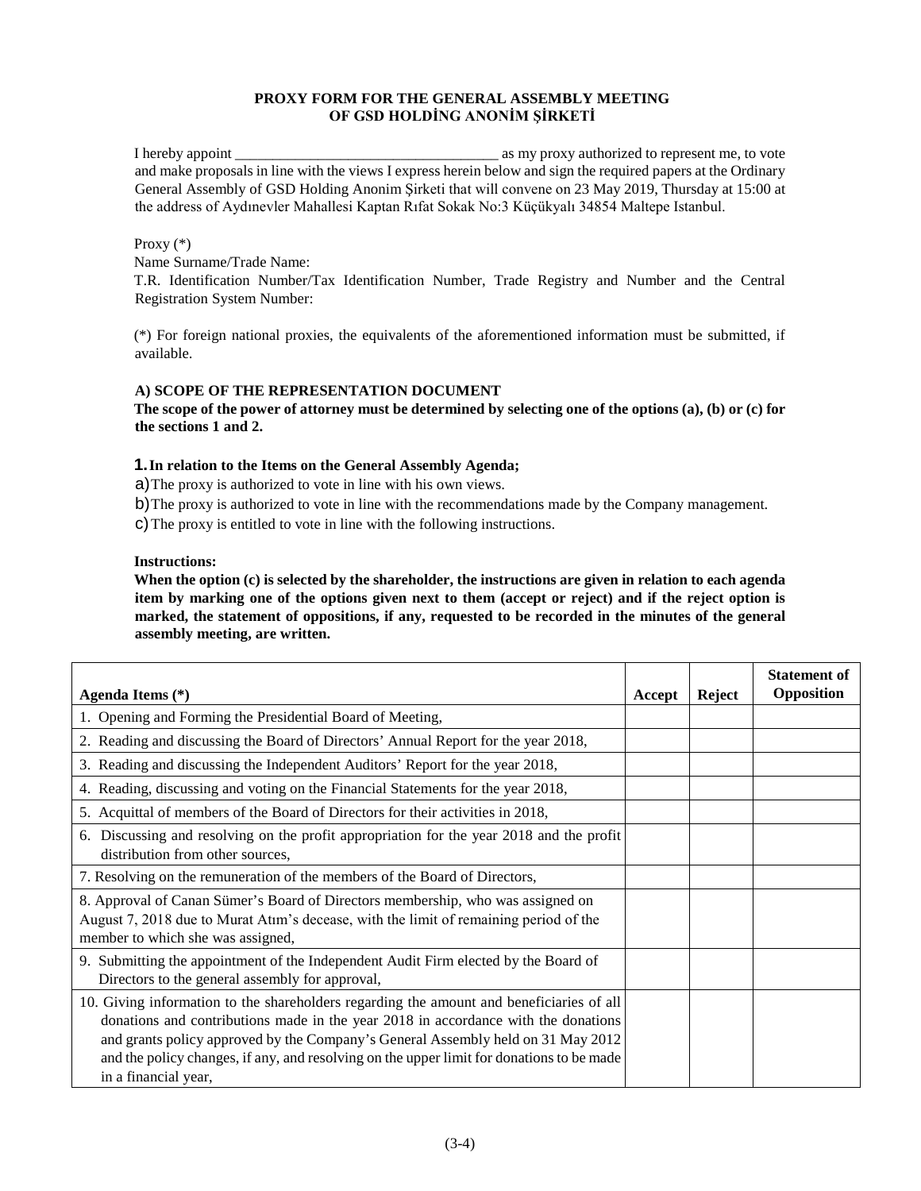**PROXY FORM FOR THE GENERAL ASSEMBLY MEETING OF GSD HOLDİNG ANONİM ŞİRKETİ**

I hereby appoint ___________________________________ as my proxy authorized to represent me, to vote and make proposals in line with the views I express herein below and sign the required papers at the Ordinary General Assembly of GSD Holding Anonim Şirketi that will convene on 23 May 2019, Thursday at 15:00 at the address of Aydınevler Mahallesi Kaptan Rıfat Sokak No:3 Küçükyalı 34854 Maltepe Istanbul.

Proxy (*)
Name Surname/Trade Name:
T.R. Identification Number/Tax Identification Number, Trade Registry and Number and the Central Registration System Number:

(*) For foreign national proxies, the equivalents of the aforementioned information must be submitted, if available.

**A) SCOPE OF THE REPRESENTATION DOCUMENT**

**The scope of the power of attorney must be determined by selecting one of the options (a), (b) or (c) for the sections 1 and 2.**

**1. In relation to the Items on the General Assembly Agenda;**

a) The proxy is authorized to vote in line with his own views.

b) The proxy is authorized to vote in line with the recommendations made by the Company management.

c) The proxy is entitled to vote in line with the following instructions.

**Instructions:**

**When the option (c) is selected by the shareholder, the instructions are given in relation to each agenda item by marking one of the options given next to them (accept or reject) and if the reject option is marked, the statement of oppositions, if any, requested to be recorded in the minutes of the general assembly meeting, are written.**

| Agenda Items (*) | Accept | Reject | Statement of Opposition |
|---|---|---|---|
| 1. Opening and Forming the Presidential Board of Meeting, | | | |
| 2. Reading and discussing the Board of Directors' Annual Report for the year 2018, | | | |
| 3. Reading and discussing the Independent Auditors' Report for the year 2018, | | | |
| 4. Reading, discussing and voting on the Financial Statements for the year 2018, | | | |
| 5. Acquittal of members of the Board of Directors for their activities in 2018, | | | |
| 6. Discussing and resolving on the profit appropriation for the year 2018 and the profit distribution from other sources, | | | |
| 7. Resolving on the remuneration of the members of the Board of Directors, | | | |
| 8. Approval of Canan Sümer's Board of Directors membership, who was assigned on August 7, 2018 due to Murat Atım's decease, with the limit of remaining period of the member to which she was assigned, | | | |
| 9. Submitting the appointment of the Independent Audit Firm elected by the Board of Directors to the general assembly for approval, | | | |
| 10. Giving information to the shareholders regarding the amount and beneficiaries of all donations and contributions made in the year 2018 in accordance with the donations and grants policy approved by the Company's General Assembly held on 31 May 2012 and the policy changes, if any, and resolving on the upper limit for donations to be made in a financial year, | | | |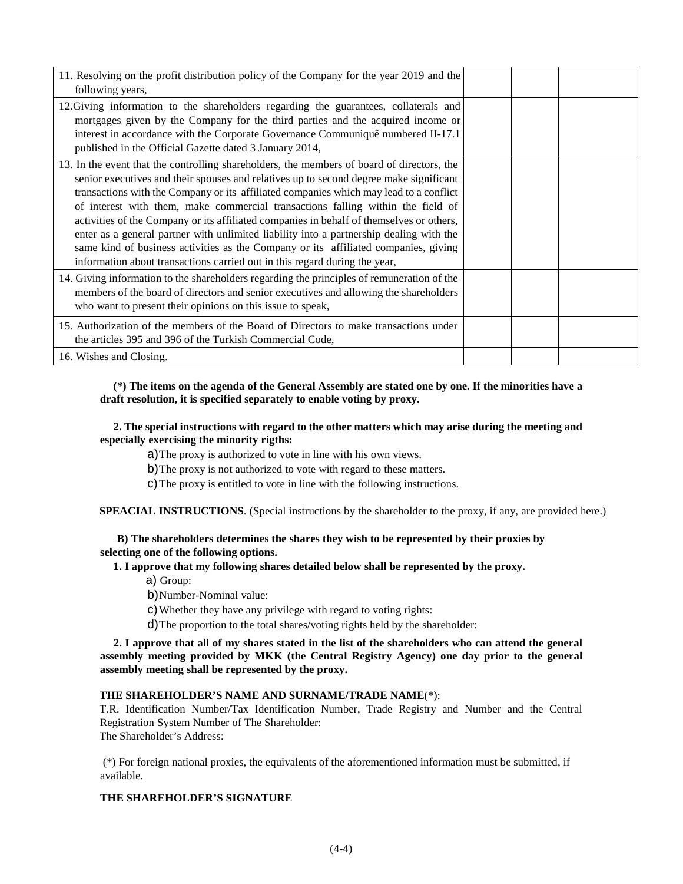| | | | |
|---|---|---|---|
| 11. Resolving on the profit distribution policy of the Company for the year 2019 and the following years, | | | |
| 12.Giving information to the shareholders regarding the guarantees, collaterals and mortgages given by the Company for the third parties and the acquired income or interest in accordance with the Corporate Governance Communiquê numbered II-17.1 published in the Official Gazette dated 3 January 2014, | | | |
| 13. In the event that the controlling shareholders, the members of board of directors, the senior executives and their spouses and relatives up to second degree make significant transactions with the Company or its affiliated companies which may lead to a conflict of interest with them, make commercial transactions falling within the field of activities of the Company or its affiliated companies in behalf of themselves or others, enter as a general partner with unlimited liability into a partnership dealing with the same kind of business activities as the Company or its affiliated companies, giving information about transactions carried out in this regard during the year, | | | |
| 14. Giving information to the shareholders regarding the principles of remuneration of the members of the board of directors and senior executives and allowing the shareholders who want to present their opinions on this issue to speak, | | | |
| 15. Authorization of the members of the Board of Directors to make transactions under the articles 395 and 396 of the Turkish Commercial Code, | | | |
| 16. Wishes and Closing. | | | |

**(\*) The items on the agenda of the General Assembly are stated one by one. If the minorities have a draft resolution, it is specified separately to enable voting by proxy.**

**2. The special instructions with regard to the other matters which may arise during the meeting and especially exercising the minority rigths:**

a) The proxy is authorized to vote in line with his own views.

b) The proxy is not authorized to vote with regard to these matters.

c) The proxy is entitled to vote in line with the following instructions.

**SPEACIAL INSTRUCTIONS**. (Special instructions by the shareholder to the proxy, if any, are provided here.)

**B) The shareholders determines the shares they wish to be represented by their proxies by selecting one of the following options.**

**1. I approve that my following shares detailed below shall be represented by the proxy.**

a) Group:

b) Number-Nominal value:

c) Whether they have any privilege with regard to voting rights:

d) The proportion to the total shares/voting rights held by the shareholder:

**2. I approve that all of my shares stated in the list of the shareholders who can attend the general assembly meeting provided by MKK (the Central Registry Agency) one day prior to the general assembly meeting shall be represented by the proxy.**

**THE SHAREHOLDER'S NAME AND SURNAME/TRADE NAME**(\*):

T.R. Identification Number/Tax Identification Number, Trade Registry and Number and the Central Registration System Number of The Shareholder:

The Shareholder's Address:

(\*) For foreign national proxies, the equivalents of the aforementioned information must be submitted, if available.

**THE SHAREHOLDER'S SIGNATURE**